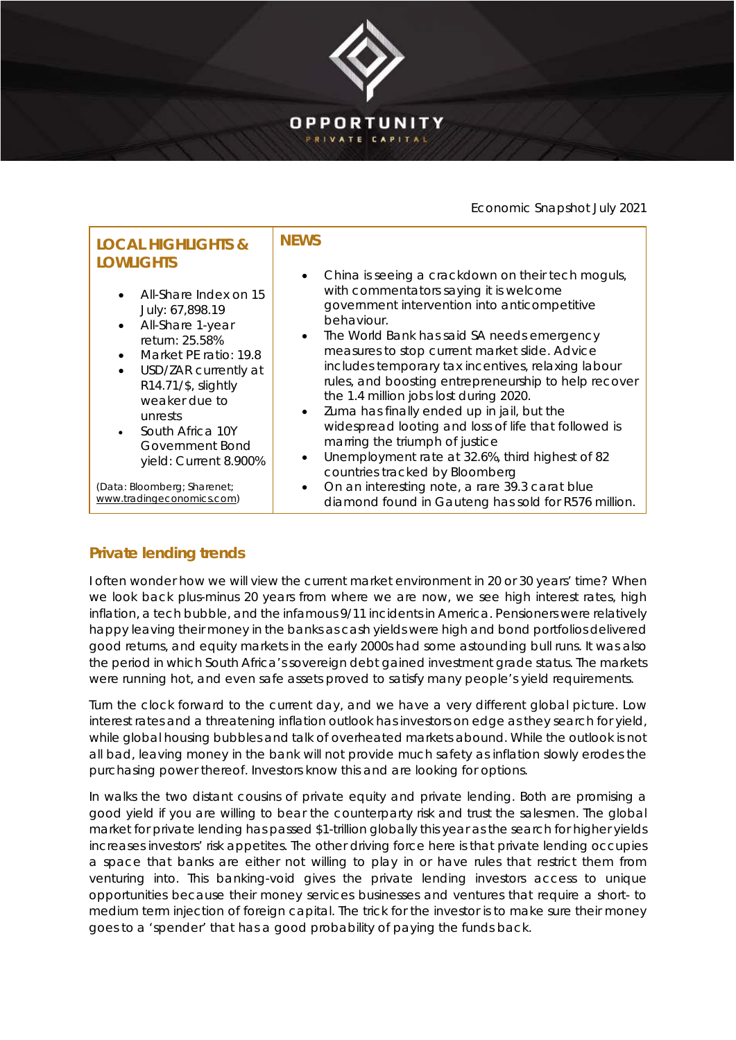OPPORTUNITY

PRIVATE CAPITAL

Economic Snapshot July 2021

| LOCAL HIGHLIGHTS & LOWLIGHTS | NEWS |
|---|---|
| • All-Share Index on 15 July: 67,898.19<br>• All-Share 1-year return: 25.58%<br>• Market PE ratio: 19.8<br>• USD/ZAR currently at R14.71/$, slightly weaker due to unrests<br>• South Africa 10Y Government Bond yield: Current 8.900%<br><br>(Data: Bloomberg; Sharenet; www.tradingeconomics.com) | • China is seeing a crackdown on their tech moguls, with commentators saying it is welcome government intervention into anticompetitive behaviour.<br>• The World Bank has said SA needs emergency measures to stop current market slide. Advice includes temporary tax incentives, relaxing labour rules, and boosting entrepreneurship to help recover the 1.4 million jobs lost during 2020.<br>• Zuma has finally ended up in jail, but the widespread looting and loss of life that followed is marring the triumph of justice<br>• Unemployment rate at 32.6%, third highest of 82 countries tracked by Bloomberg<br>• On an interesting note, a rare 39.3 carat blue diamond found in Gauteng has sold for R576 million. |

## Private lending trends

I often wonder how we will view the current market environment in 20 or 30 years' time? When we look back plus-minus 20 years from where we are now, we see high interest rates, high inflation, a tech bubble, and the infamous 9/11 incidents in America. Pensioners were relatively happy leaving their money in the banks as cash yields were high and bond portfolios delivered good returns, and equity markets in the early 2000s had some astounding bull runs. It was also the period in which South Africa's sovereign debt gained investment grade status. The markets were running hot, and even safe assets proved to satisfy many people's yield requirements.

Turn the clock forward to the current day, and we have a very different global picture. Low interest rates and a threatening inflation outlook has investors on edge as they search for yield, while global housing bubbles and talk of overheated markets abound. While the outlook is not all bad, leaving money in the bank will not provide much safety as inflation slowly erodes the purchasing power thereof. Investors know this and are looking for options.

In walks the two distant cousins of private equity and private lending. Both are promising a good yield if you are willing to bear the counterparty risk and trust the salesmen. The global market for private lending has passed $1-trillion globally this year as the search for higher yields increases investors' risk appetites. The other driving force here is that private lending occupies a space that banks are either not willing to play in or have rules that restrict them from venturing into. This banking-void gives the private lending investors access to unique opportunities because their money services businesses and ventures that require a short- to medium term injection of foreign capital. The trick for the investor is to make sure their money goes to a 'spender' that has a good probability of paying the funds back.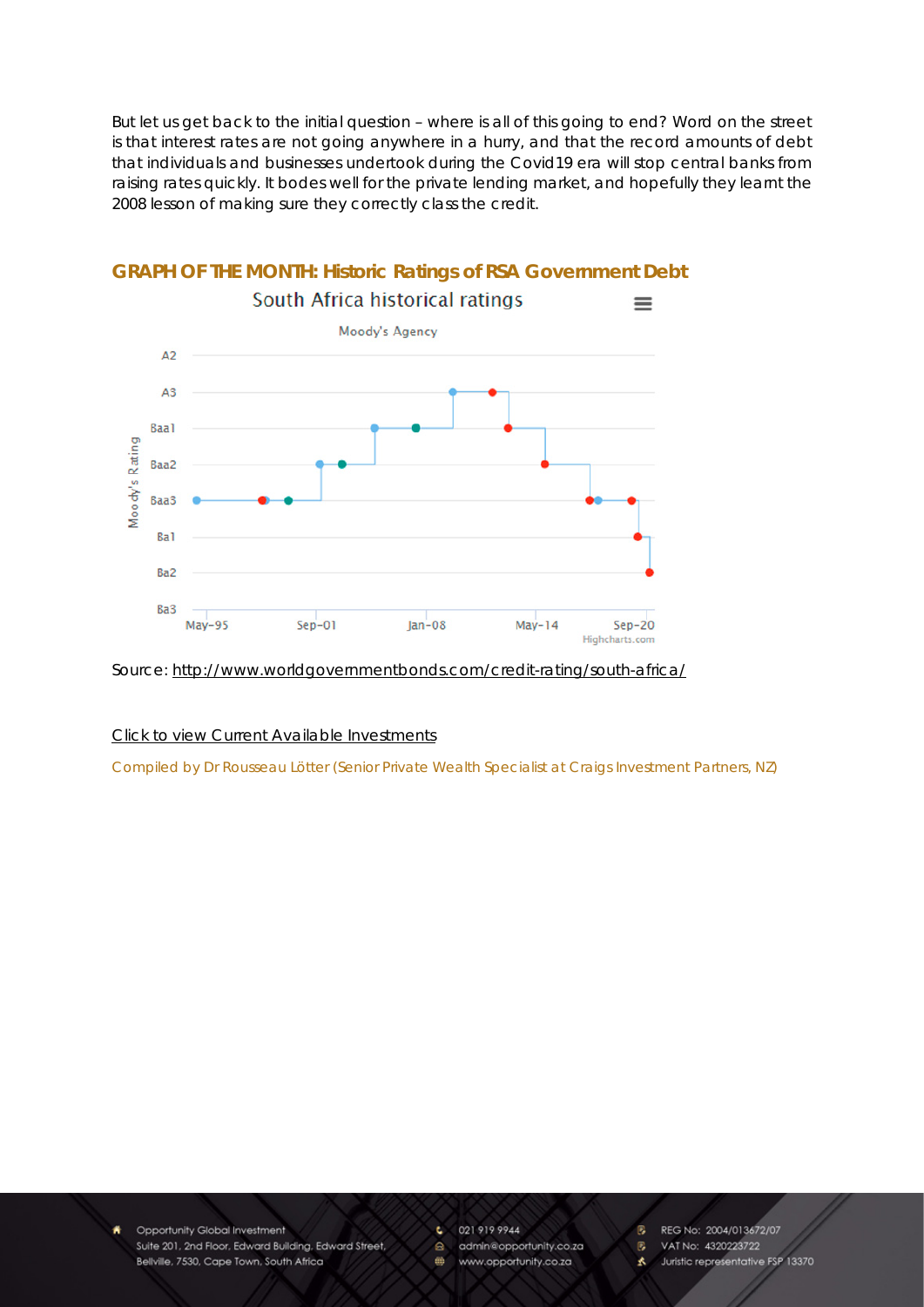But let us get back to the initial question – where is all of this going to end? Word on the street is that interest rates are not going anywhere in a hurry, and that the record amounts of debt that individuals and businesses undertook during the Covid19 era will stop central banks from raising rates quickly. It bodes well for the private lending market, and hopefully they learnt the 2008 lesson of making sure they correctly class the credit.

## GRAPH OF THE MONTH: Historic Ratings of RSA Government Debt

South Africa historical ratings

Moody's Agency

Moody's Rating

A2

A3

Baa1

Baa2

Baa3

Ba1

Ba2

Ba3

May-95

Sep-01

Jan-08

May-14

Sep-20

Highcharts.com

Source: http://www.worldgovernmentbonds.com/credit-rating/south-africa/

Click to view Current Available Investments

Compiled by Dr Rousseau Lötter (Senior Private Wealth Specialist at Craigs Investment Partners, NZ)

Opportunity Global Investment
Suite 201, 2nd Floor, Edward Building, Edward Street,
Bellville, 7530, Cape Town, South Africa

021 919 9944
admin@opportunity.co.za
www.opportunity.co.za

REG No: 2004/013672/07
VAT No: 4320223722
Juristic representative FSP 13370